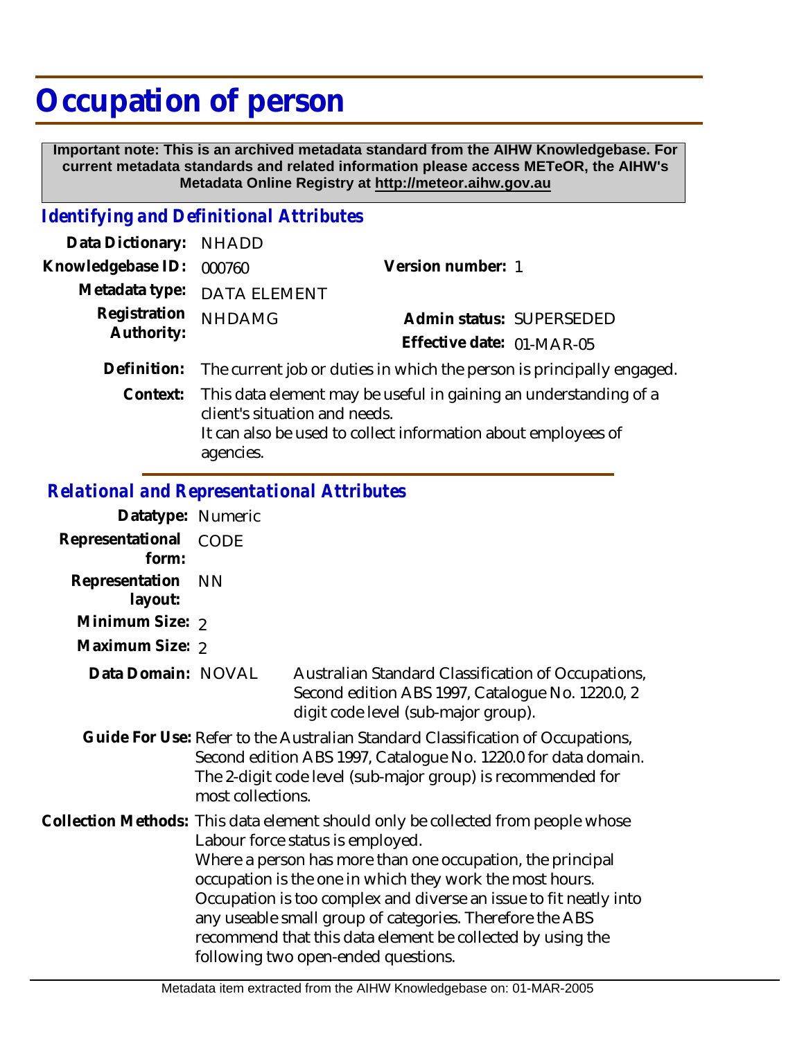# Occupation of person

**Important note: This is an archived metadata standard from the AIHW Knowledgebase. For current metadata standards and related information please access METeOR, the AIHW's Metadata Online Registry at http://meteor.aihw.gov.au**

## *Identifying and Definitional Attributes*

| | | | |
|---|---|---|---|
| **Data Dictionary:** | NHADD | | |
| **Knowledgebase ID:** | 000760 | **Version number:** | 1 |
| **Metadata type:** | DATA ELEMENT | | |
| **Registration Authority:** | NHDAMG | **Admin status:** | SUPERSEDED |
| | | **Effective date:** | 01-MAR-05 |

**Definition:** The current job or duties in which the person is principally engaged.

**Context:** This data element may be useful in gaining an understanding of a client's situation and needs.
It can also be used to collect information about employees of agencies.

## *Relational and Representational Attributes*

**Datatype:** Numeric

**Representational form:** CODE

**Representation layout:** NN

**Minimum Size:** 2

**Maximum Size:** 2

**Data Domain:** NOVAL Australian Standard Classification of Occupations, Second edition ABS 1997, Catalogue No. 1220.0, 2 digit code level (sub-major group).

**Guide For Use:** Refer to the Australian Standard Classification of Occupations, Second edition ABS 1997, Catalogue No. 1220.0 for data domain. The 2-digit code level (sub-major group) is recommended for most collections.

**Collection Methods:** This data element should only be collected from people whose Labour force status is employed.
Where a person has more than one occupation, the principal occupation is the one in which they work the most hours.
Occupation is too complex and diverse an issue to fit neatly into any useable small group of categories. Therefore the ABS recommend that this data element be collected by using the following two open-ended questions.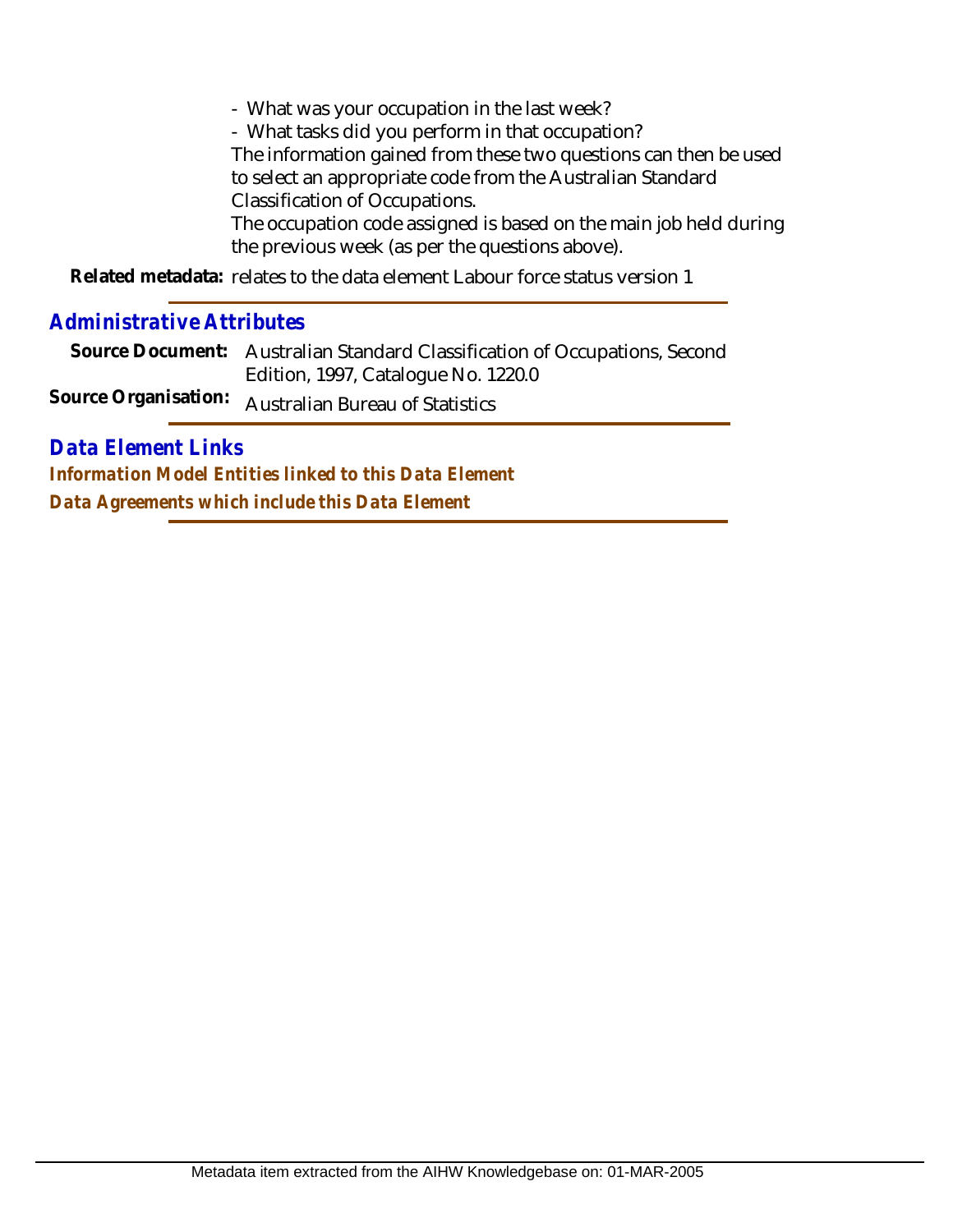- What was your occupation in the last week?

- What tasks did you perform in that occupation?

The information gained from these two questions can then be used to select an appropriate code from the Australian Standard Classification of Occupations.

The occupation code assigned is based on the main job held during the previous week (as per the questions above).

**Related metadata:** relates to the data element Labour force status version 1

## Administrative Attributes

**Source Document:** Australian Standard Classification of Occupations, Second Edition, 1997, Catalogue No. 1220.0

**Source Organisation:** Australian Bureau of Statistics

## Data Element Links

***Information Model Entities linked to this Data Element***

***Data Agreements which include this Data Element***

Metadata item extracted from the AIHW Knowledgebase on: 01-MAR-2005